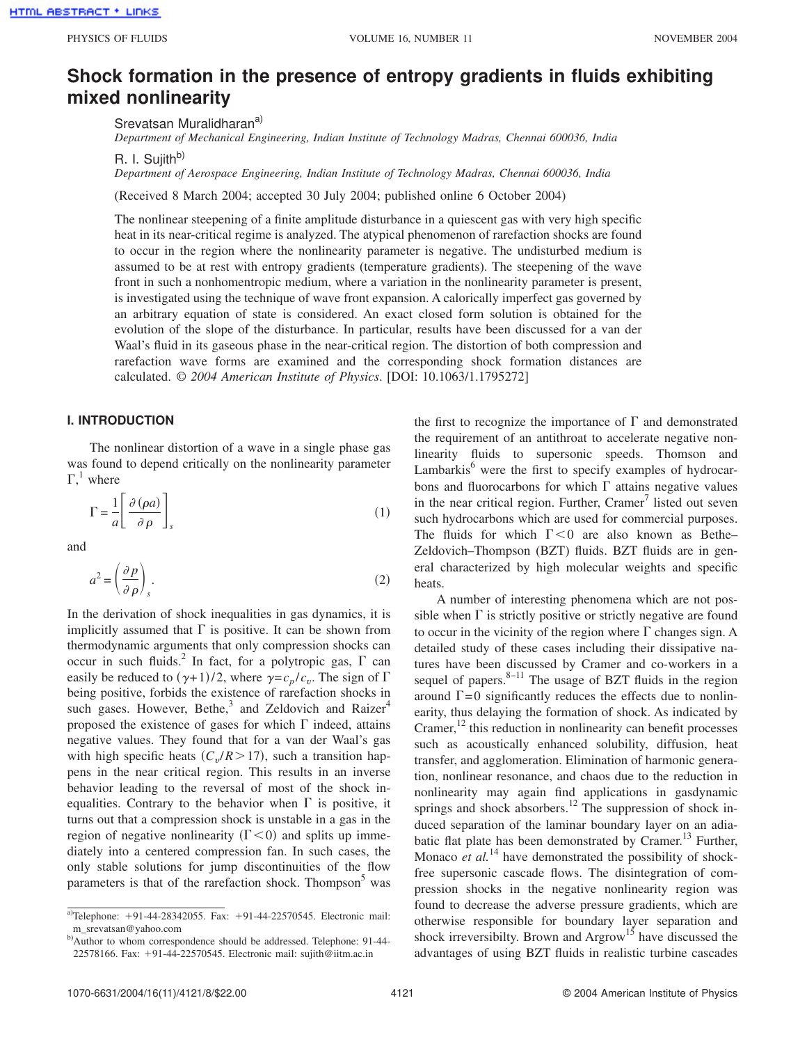# Shock formation in the presence of entropy gradients in fluids exhibiting mixed nonlinearity

Srevatsan Muralidharan[a)]

*Department of Mechanical Engineering, Indian Institute of Technology Madras, Chennai 600036, India*

R. I. Sujith[b)]

*Department of Aerospace Engineering, Indian Institute of Technology Madras, Chennai 600036, India*

(Received 8 March 2004; accepted 30 July 2004; published online 6 October 2004)

The nonlinear steepening of a finite amplitude disturbance in a quiescent gas with very high specific heat in its near-critical regime is analyzed. The atypical phenomenon of rarefaction shocks are found to occur in the region where the nonlinearity parameter is negative. The undisturbed medium is assumed to be at rest with entropy gradients (temperature gradients). The steepening of the wave front in such a nonhomentropic medium, where a variation in the nonlinearity parameter is present, is investigated using the technique of wave front expansion. A calorically imperfect gas governed by an arbitrary equation of state is considered. An exact closed form solution is obtained for the evolution of the slope of the disturbance. In particular, results have been discussed for a van der Waal's fluid in its gaseous phase in the near-critical region. The distortion of both compression and rarefaction wave forms are examined and the corresponding shock formation distances are calculated. © *2004 American Institute of Physics*. [DOI: 10.1063/1.1795272]

## I. INTRODUCTION

The nonlinear distortion of a wave in a single phase gas was found to depend critically on the nonlinearity parameter $\Gamma$,[1] where

$$\Gamma = \frac{1}{a}\left[\frac{\partial(\rho a)}{\partial \rho}\right]_s \tag{1}$$

and

$$a^2 = \left(\frac{\partial p}{\partial \rho}\right)_s. \tag{2}$$

In the derivation of shock inequalities in gas dynamics, it is implicitly assumed that $\Gamma$ is positive. It can be shown from thermodynamic arguments that only compression shocks can occur in such fluids.[2] In fact, for a polytropic gas, $\Gamma$ can easily be reduced to $(\gamma+1)/2$, where $\gamma=c_p/c_v$. The sign of $\Gamma$ being positive, forbids the existence of rarefaction shocks in such gases. However, Bethe,[3] and Zeldovich and Raizer[4] proposed the existence of gases for which $\Gamma$ indeed, attains negative values. They found that for a van der Waal's gas with high specific heats ($C_v/R>17$), such a transition happens in the near critical region. This results in an inverse behavior leading to the reversal of most of the shock inequalities. Contrary to the behavior when $\Gamma$ is positive, it turns out that a compression shock is unstable in a gas in the region of negative nonlinearity ($\Gamma<0$) and splits up immediately into a centered compression fan. In such cases, the only stable solutions for jump discontinuities of the flow parameters is that of the rarefaction shock. Thompson[5] was the first to recognize the importance of $\Gamma$ and demonstrated the requirement of an antithroat to accelerate negative nonlinearity fluids to supersonic speeds. Thomson and Lambarkis[6] were the first to specify examples of hydrocarbons and fluorocarbons for which $\Gamma$ attains negative values in the near critical region. Further, Cramer[7] listed out seven such hydrocarbons which are used for commercial purposes. The fluids for which $\Gamma<0$ are also known as Bethe–Zeldovich–Thompson (BZT) fluids. BZT fluids are in general characterized by high molecular weights and specific heats.

A number of interesting phenomena which are not possible when $\Gamma$ is strictly positive or strictly negative are found to occur in the vicinity of the region where $\Gamma$ changes sign. A detailed study of these cases including their dissipative natures have been discussed by Cramer and co-workers in a sequel of papers.[8–11] The usage of BZT fluids in the region around $\Gamma=0$ significantly reduces the effects due to nonlinearity, thus delaying the formation of shock. As indicated by Cramer,[12] this reduction in nonlinearity can benefit processes such as acoustically enhanced solubility, diffusion, heat transfer, and agglomeration. Elimination of harmonic generation, nonlinear resonance, and chaos due to the reduction in nonlinearity may again find applications in gasdynamic springs and shock absorbers.[12] The suppression of shock induced separation of the laminar boundary layer on an adiabatic flat plate has been demonstrated by Cramer.[13] Further, Monaco *et al.*[14] have demonstrated the possibility of shock-free supersonic cascade flows. The disintegration of compression shocks in the negative nonlinearity region was found to decrease the adverse pressure gradients, which are otherwise responsible for boundary layer separation and shock irreversibilty. Brown and Argrow[15] have discussed the advantages of using BZT fluids in realistic turbine cascades

---

[a)]Telephone: +91-44-28342055. Fax: +91-44-22570545. Electronic mail: m_srevatsan@yahoo.com

[b)]Author to whom correspondence should be addressed. Telephone: 91-44-22578166. Fax: +91-44-22570545. Electronic mail: sujith@iitm.ac.in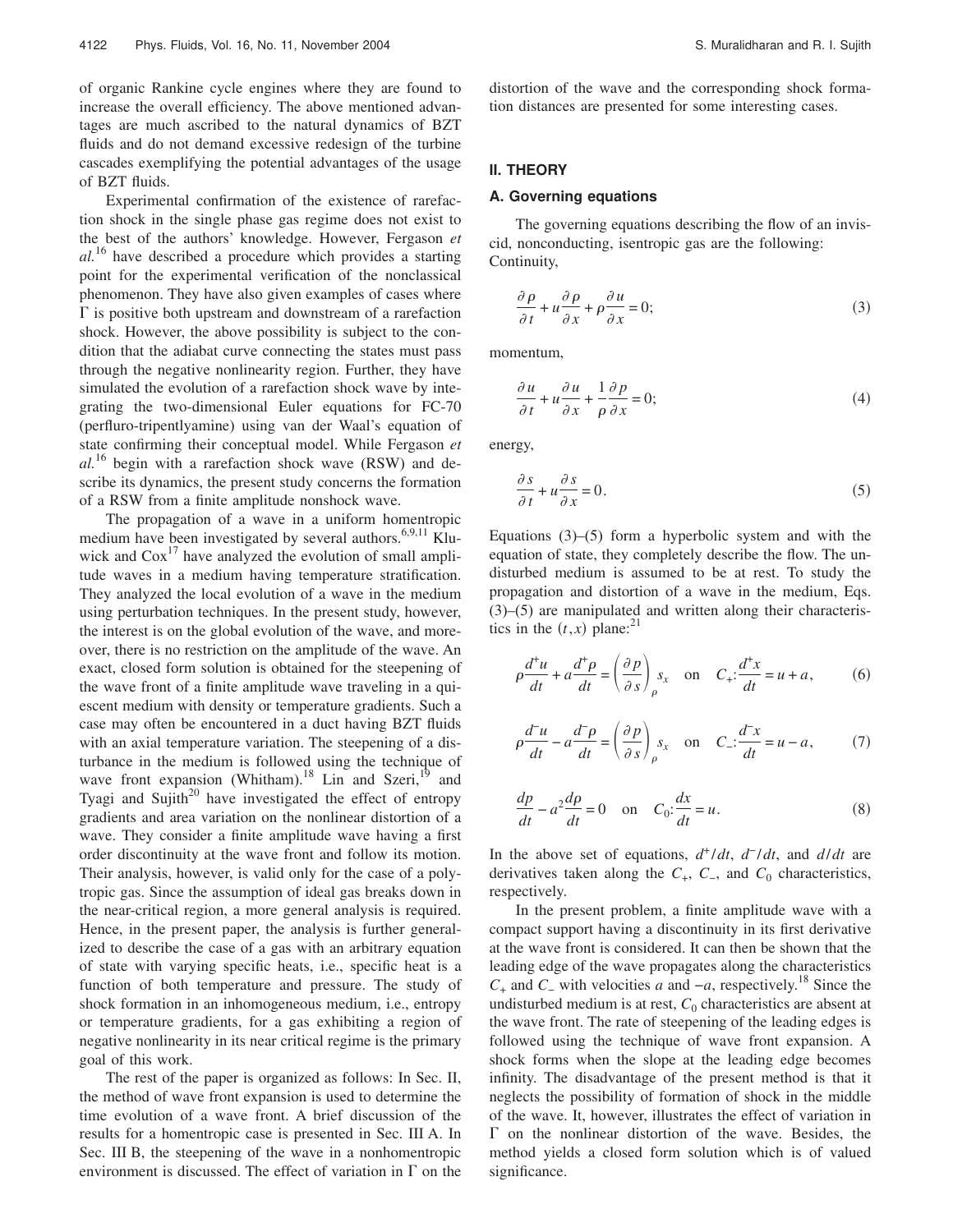of organic Rankine cycle engines where they are found to increase the overall efficiency. The above mentioned advantages are much ascribed to the natural dynamics of BZT fluids and do not demand excessive redesign of the turbine cascades exemplifying the potential advantages of the usage of BZT fluids.

Experimental confirmation of the existence of rarefaction shock in the single phase gas regime does not exist to the best of the authors' knowledge. However, Fergason *et al.*[16] have described a procedure which provides a starting point for the experimental verification of the nonclassical phenomenon. They have also given examples of cases where $\Gamma$ is positive both upstream and downstream of a rarefaction shock. However, the above possibility is subject to the condition that the adiabat curve connecting the states must pass through the negative nonlinearity region. Further, they have simulated the evolution of a rarefaction shock wave by integrating the two-dimensional Euler equations for FC-70 (perfluro-tripentlyamine) using van der Waal's equation of state confirming their conceptual model. While Fergason *et al.*[16] begin with a rarefaction shock wave (RSW) and describe its dynamics, the present study concerns the formation of a RSW from a finite amplitude nonshock wave.

The propagation of a wave in a uniform homentropic medium have been investigated by several authors.[6,9,11] Kluwick and Cox[17] have analyzed the evolution of small amplitude waves in a medium having temperature stratification. They analyzed the local evolution of a wave in the medium using perturbation techniques. In the present study, however, the interest is on the global evolution of the wave, and moreover, there is no restriction on the amplitude of the wave. An exact, closed form solution is obtained for the steepening of the wave front of a finite amplitude wave traveling in a quiescent medium with density or temperature gradients. Such a case may often be encountered in a duct having BZT fluids with an axial temperature variation. The steepening of a disturbance in the medium is followed using the technique of wave front expansion (Whitham).[18] Lin and Szeri,[19] and Tyagi and Sujith[20] have investigated the effect of entropy gradients and area variation on the nonlinear distortion of a wave. They consider a finite amplitude wave having a first order discontinuity at the wave front and follow its motion. Their analysis, however, is valid only for the case of a polytropic gas. Since the assumption of ideal gas breaks down in the near-critical region, a more general analysis is required. Hence, in the present paper, the analysis is further generalized to describe the case of a gas with an arbitrary equation of state with varying specific heats, i.e., specific heat is a function of both temperature and pressure. The study of shock formation in an inhomogeneous medium, i.e., entropy or temperature gradients, for a gas exhibiting a region of negative nonlinearity in its near critical regime is the primary goal of this work.

The rest of the paper is organized as follows: In Sec. II, the method of wave front expansion is used to determine the time evolution of a wave front. A brief discussion of the results for a homentropic case is presented in Sec. III A. In Sec. III B, the steepening of the wave in a nonhomentropic environment is discussed. The effect of variation in $\Gamma$ on the distortion of the wave and the corresponding shock formation distances are presented for some interesting cases.

## II. THEORY

### A. Governing equations

The governing equations describing the flow of an inviscid, nonconducting, isentropic gas are the following: Continuity,

$$\frac{\partial \rho}{\partial t} + u\frac{\partial \rho}{\partial x} + \rho\frac{\partial u}{\partial x} = 0; \tag{3}$$

momentum,

$$\frac{\partial u}{\partial t} + u\frac{\partial u}{\partial x} + \frac{1}{\rho}\frac{\partial p}{\partial x} = 0; \tag{4}$$

energy,

$$\frac{\partial s}{\partial t} + u\frac{\partial s}{\partial x} = 0. \tag{5}$$

Equations (3)–(5) form a hyperbolic system and with the equation of state, they completely describe the flow. The undisturbed medium is assumed to be at rest. To study the propagation and distortion of a wave in the medium, Eqs. (3)–(5) are manipulated and written along their characteristics in the $(t,x)$ plane:[21]

$$\rho\frac{d^{+}u}{dt} + a\frac{d^{+}\rho}{dt} = \left(\frac{\partial p}{\partial s}\right)_{\rho} s_x \quad \text{on} \quad C_{+}: \frac{d^{+}x}{dt} = u + a, \tag{6}$$

$$\rho\frac{d^{-}u}{dt} - a\frac{d^{-}\rho}{dt} = \left(\frac{\partial p}{\partial s}\right)_{\rho} s_x \quad \text{on} \quad C_{-}: \frac{d^{-}x}{dt} = u - a, \tag{7}$$

$$\frac{dp}{dt} - a^2\frac{d\rho}{dt} = 0 \quad \text{on} \quad C_0: \frac{dx}{dt} = u. \tag{8}$$

In the above set of equations, $d^{+}/dt$, $d^{-}/dt$, and $d/dt$ are derivatives taken along the $C_{+}$, $C_{-}$, and $C_0$ characteristics, respectively.

In the present problem, a finite amplitude wave with a compact support having a discontinuity in its first derivative at the wave front is considered. It can then be shown that the leading edge of the wave propagates along the characteristics $C_{+}$ and $C_{-}$ with velocities $a$ and $-a$, respectively.[18] Since the undisturbed medium is at rest, $C_0$ characteristics are absent at the wave front. The rate of steepening of the leading edges is followed using the technique of wave front expansion. A shock forms when the slope at the leading edge becomes infinity. The disadvantage of the present method is that it neglects the possibility of formation of shock in the middle of the wave. It, however, illustrates the effect of variation in $\Gamma$ on the nonlinear distortion of the wave. Besides, the method yields a closed form solution which is of valued significance.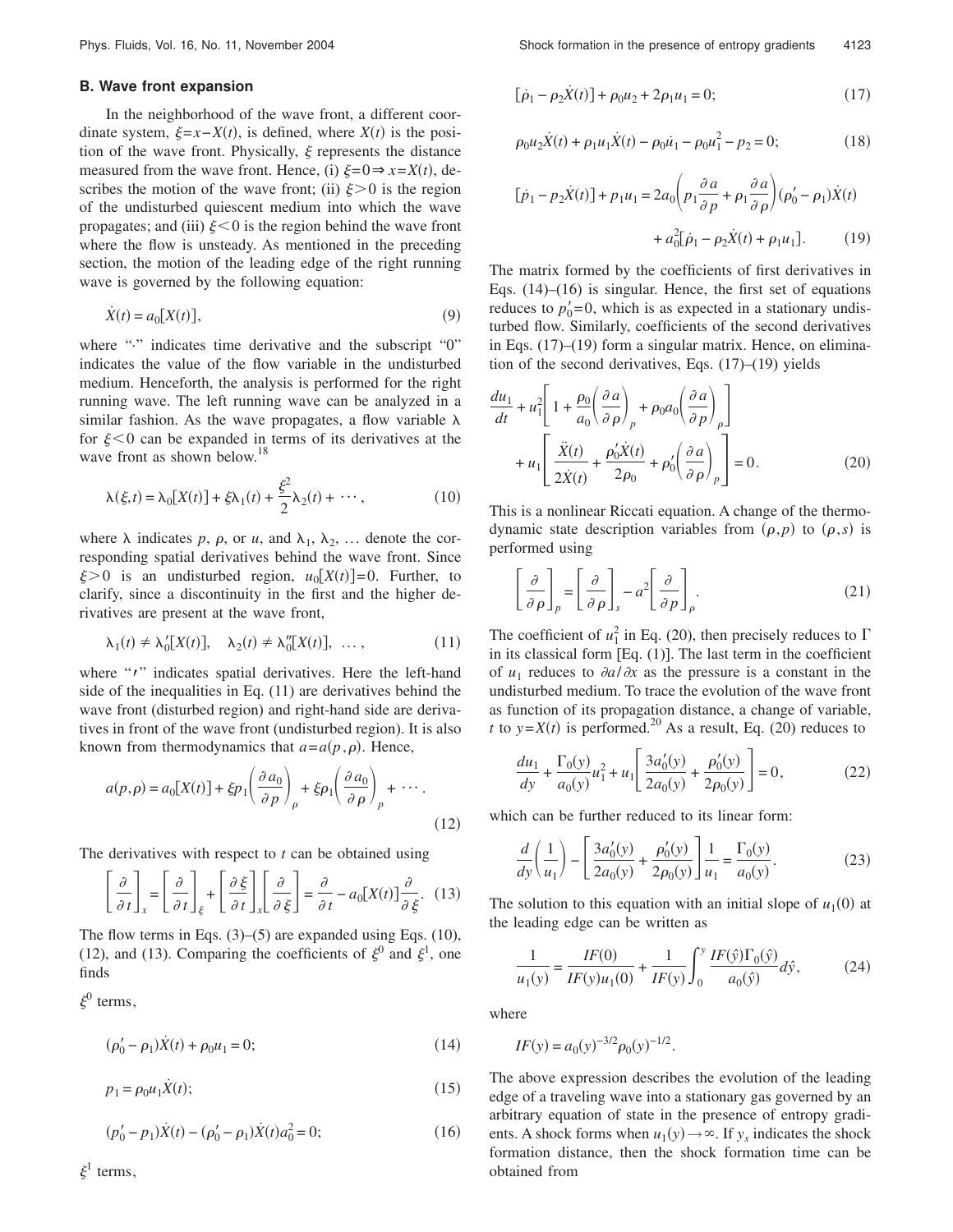### B. Wave front expansion

In the neighborhood of the wave front, a different coordinate system, $\xi = x - X(t)$, is defined, where $X(t)$ is the position of the wave front. Physically, $\xi$ represents the distance measured from the wave front. Hence, (i) $\xi = 0 \Rightarrow x = X(t)$, describes the motion of the wave front; (ii) $\xi > 0$ is the region of the undisturbed quiescent medium into which the wave propagates; and (iii) $\xi < 0$ is the region behind the wave front where the flow is unsteady. As mentioned in the preceding section, the motion of the leading edge of the right running wave is governed by the following equation:

$$\dot{X}(t) = a_0[X(t)], \tag{9}$$

where "$\cdot$" indicates time derivative and the subscript "0" indicates the value of the flow variable in the undisturbed medium. Henceforth, the analysis is performed for the right running wave. The left running wave can be analyzed in a similar fashion. As the wave propagates, a flow variable $\lambda$ for $\xi < 0$ can be expanded in terms of its derivatives at the wave front as shown below.[18]

$$\lambda(\xi, t) = \lambda_0[X(t)] + \xi \lambda_1(t) + \frac{\xi^2}{2}\lambda_2(t) + \cdots, \tag{10}$$

where $\lambda$ indicates $p$, $\rho$, or $u$, and $\lambda_1$, $\lambda_2$, ... denote the corresponding spatial derivatives behind the wave front. Since $\xi > 0$ is an undisturbed region, $u_0[X(t)] = 0$. Further, to clarify, since a discontinuity in the first and the higher derivatives are present at the wave front,

$$\lambda_1(t) \neq \lambda_0'[X(t)], \quad \lambda_2(t) \neq \lambda_0''[X(t)], \quad \ldots, \tag{11}$$

where "$\prime$" indicates spatial derivatives. Here the left-hand side of the inequalities in Eq. (11) are derivatives behind the wave front (disturbed region) and right-hand side are derivatives in front of the wave front (undisturbed region). It is also known from thermodynamics that $a = a(p, \rho)$. Hence,

$$a(p, \rho) = a_0[X(t)] + \xi p_1 \left(\frac{\partial a_0}{\partial p}\right)_\rho + \xi \rho_1 \left(\frac{\partial a_0}{\partial \rho}\right)_p + \cdots. \tag{12}$$

The derivatives with respect to $t$ can be obtained using

$$\left[\frac{\partial}{\partial t}\right]_x = \left[\frac{\partial}{\partial t}\right]_\xi + \left[\frac{\partial \xi}{\partial t}\right]_x \left[\frac{\partial}{\partial \xi}\right] = \frac{\partial}{\partial t} - a_0[X(t)]\frac{\partial}{\partial \xi}. \tag{13}$$

The flow terms in Eqs. (3)–(5) are expanded using Eqs. (10), (12), and (13). Comparing the coefficients of $\xi^0$ and $\xi^1$, one finds

$\xi^0$ terms,

$$(\rho_0' - \rho_1)\dot{X}(t) + \rho_0 u_1 = 0; \tag{14}$$

$$p_1 = \rho_0 u_1 \dot{X}(t); \tag{15}$$

$$(p_0' - p_1)\dot{X}(t) - (\rho_0' - \rho_1)\dot{X}(t)a_0^2 = 0; \tag{16}$$

$\xi^1$ terms,

$$[\dot{\rho}_1 - \rho_2 \dot{X}(t)] + \rho_0 u_2 + 2\rho_1 u_1 = 0; \tag{17}$$

$$\rho_0 u_2 \dot{X}(t) + \rho_1 u_1 \dot{X}(t) - \rho_0 \dot{u}_1 - \rho_0 u_1^2 - p_2 = 0; \tag{18}$$

$$[\dot{p}_1 - p_2 \dot{X}(t)] + p_1 u_1 = 2a_0 \left(p_1 \frac{\partial a}{\partial p} + \rho_1 \frac{\partial a}{\partial \rho}\right)(\rho_0' - \rho_1)\dot{X}(t) + a_0^2[\dot{\rho}_1 - \rho_2 \dot{X}(t) + \rho_1 u_1]. \tag{19}$$

The matrix formed by the coefficients of first derivatives in Eqs. (14)–(16) is singular. Hence, the first set of equations reduces to $p_0' = 0$, which is as expected in a stationary undisturbed flow. Similarly, coefficients of the second derivatives in Eqs. (17)–(19) form a singular matrix. Hence, on elimination of the second derivatives, Eqs. (17)–(19) yields

$$\frac{du_1}{dt} + u_1^2 \left[1 + \frac{\rho_0}{a_0}\left(\frac{\partial a}{\partial \rho}\right)_p + \rho_0 a_0 \left(\frac{\partial a}{\partial p}\right)_\rho\right] + u_1 \left[\frac{\ddot{X}(t)}{2\dot{X}(t)} + \frac{\rho_0' \dot{X}(t)}{2\rho_0} + \rho_0' \left(\frac{\partial a}{\partial \rho}\right)_p\right] = 0. \tag{20}$$

This is a nonlinear Riccati equation. A change of the thermodynamic state description variables from $(\rho, p)$ to $(\rho, s)$ is performed using

$$\left[\frac{\partial}{\partial \rho}\right]_p = \left[\frac{\partial}{\partial \rho}\right]_s - a^2 \left[\frac{\partial}{\partial p}\right]_\rho. \tag{21}$$

The coefficient of $u_1^2$ in Eq. (20), then precisely reduces to $\Gamma$ in its classical form [Eq. (1)]. The last term in the coefficient of $u_1$ reduces to $\partial a / \partial x$ as the pressure is a constant in the undisturbed medium. To trace the evolution of the wave front as function of its propagation distance, a change of variable, $t$ to $y = X(t)$ is performed.[20] As a result, Eq. (20) reduces to

$$\frac{du_1}{dy} + \frac{\Gamma_0(y)}{a_0(y)}u_1^2 + u_1 \left[\frac{3a_0'(y)}{2a_0(y)} + \frac{\rho_0'(y)}{2\rho_0(y)}\right] = 0, \tag{22}$$

which can be further reduced to its linear form:

$$\frac{d}{dy}\left(\frac{1}{u_1}\right) - \left[\frac{3a_0'(y)}{2a_0(y)} + \frac{\rho_0'(y)}{2\rho_0(y)}\right]\frac{1}{u_1} = \frac{\Gamma_0(y)}{a_0(y)}. \tag{23}$$

The solution to this equation with an initial slope of $u_1(0)$ at the leading edge can be written as

$$\frac{1}{u_1(y)} = \frac{IF(0)}{IF(y)u_1(0)} + \frac{1}{IF(y)}\int_0^y \frac{IF(\hat{y})\Gamma_0(\hat{y})}{a_0(\hat{y})}d\hat{y}, \tag{24}$$

where

$$IF(y) = a_0(y)^{-3/2}\rho_0(y)^{-1/2}.$$

The above expression describes the evolution of the leading edge of a traveling wave into a stationary gas governed by an arbitrary equation of state in the presence of entropy gradients. A shock forms when $u_1(y) \to \infty$. If $y_s$ indicates the shock formation distance, then the shock formation time can be obtained from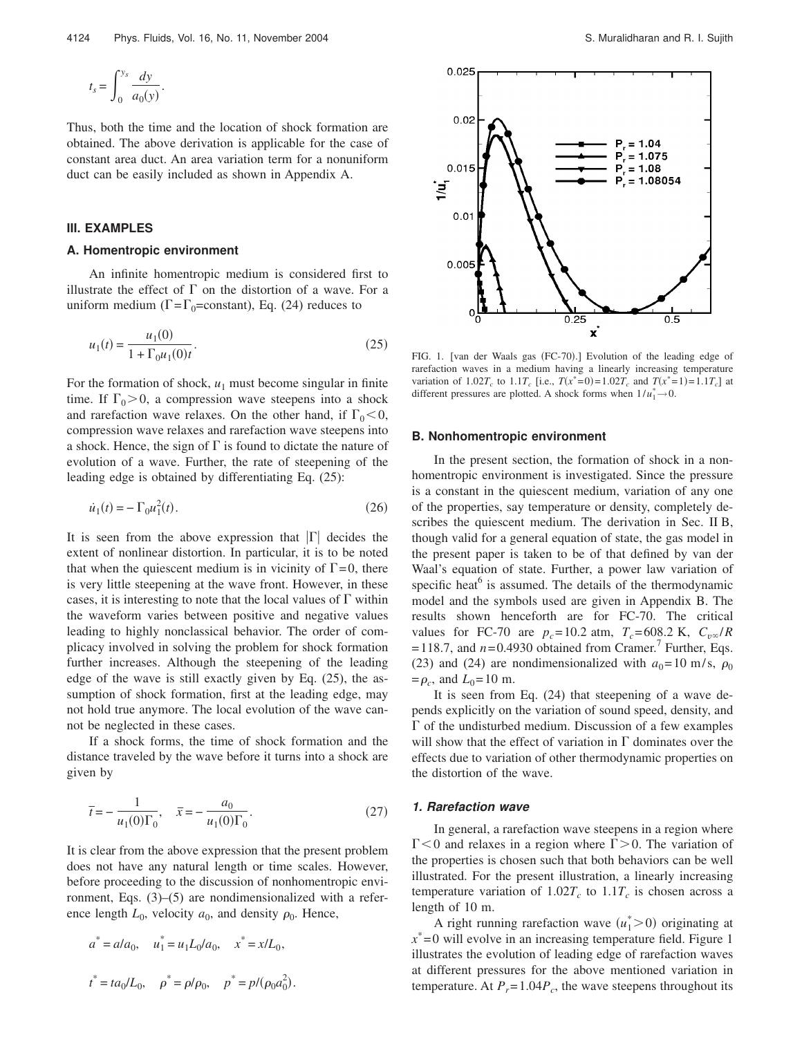$$t_s = \int_0^{y_s} \frac{dy}{a_0(y)}.$$

Thus, both the time and the location of shock formation are obtained. The above derivation is applicable for the case of constant area duct. An area variation term for a nonuniform duct can be easily included as shown in Appendix A.

## III. EXAMPLES

### A. Homentropic environment

An infinite homentropic medium is considered first to illustrate the effect of $\Gamma$ on the distortion of a wave. For a uniform medium ($\Gamma = \Gamma_0$=constant), Eq. (24) reduces to

$$u_1(t) = \frac{u_1(0)}{1 + \Gamma_0 u_1(0) t}. \tag{25}$$

For the formation of shock, $u_1$ must become singular in finite time. If $\Gamma_0 > 0$, a compression wave steepens into a shock and rarefaction wave relaxes. On the other hand, if $\Gamma_0 < 0$, compression wave relaxes and rarefaction wave steepens into a shock. Hence, the sign of $\Gamma$ is found to dictate the nature of evolution of a wave. Further, the rate of steepening of the leading edge is obtained by differentiating Eq. (25):

$$\dot{u}_1(t) = -\Gamma_0 u_1^2(t). \tag{26}$$

It is seen from the above expression that $|\Gamma|$ decides the extent of nonlinear distortion. In particular, it is to be noted that when the quiescent medium is in vicinity of $\Gamma = 0$, there is very little steepening at the wave front. However, in these cases, it is interesting to note that the local values of $\Gamma$ within the waveform varies between positive and negative values leading to highly nonclassical behavior. The order of complicacy involved in solving the problem for shock formation further increases. Although the steepening of the leading edge of the wave is still exactly given by Eq. (25), the assumption of shock formation, first at the leading edge, may not hold true anymore. The local evolution of the wave cannot be neglected in these cases.

If a shock forms, the time of shock formation and the distance traveled by the wave before it turns into a shock are given by

$$\bar{t} = -\frac{1}{u_1(0)\Gamma_0}, \quad \bar{x} = -\frac{a_0}{u_1(0)\Gamma_0}. \tag{27}$$

It is clear from the above expression that the present problem does not have any natural length or time scales. However, before proceeding to the discussion of nonhomentropic environment, Eqs. (3)–(5) are nondimensionalized with a reference length $L_0$, velocity $a_0$, and density $\rho_0$. Hence,

$$a^* = a/a_0, \quad u_1^* = u_1 L_0/a_0, \quad x^* = x/L_0,$$

$$t^* = t a_0/L_0, \quad \rho^* = \rho/\rho_0, \quad p^* = p/(\rho_0 a_0^2).$$

FIG. 1. [van der Waals gas (FC-70).] Evolution of the leading edge of rarefaction waves in a medium having a linearly increasing temperature variation of $1.02T_c$ to $1.1T_c$ [i.e., $T(x^*=0)=1.02T_c$ and $T(x^*=1)=1.1T_c$] at different pressures are plotted. A shock forms when $1/u_1^* \to 0$.

### B. Nonhomentropic environment

In the present section, the formation of shock in a nonhomentropic environment is investigated. Since the pressure is a constant in the quiescent medium, variation of any one of the properties, say temperature or density, completely describes the quiescent medium. The derivation in Sec. II B, though valid for a general equation of state, the gas model in the present paper is taken to be of that defined by van der Waal's equation of state. Further, a power law variation of specific heat[6] is assumed. The details of the thermodynamic model and the symbols used are given in Appendix B. The results shown henceforth are for FC-70. The critical values for FC-70 are $p_c = 10.2$ atm, $T_c = 608.2$ K, $C_{v\infty}/R = 118.7$, and $n = 0.4930$ obtained from Cramer.[7] Further, Eqs. (23) and (24) are nondimensionalized with $a_0 = 10$ m/s, $\rho_0 = \rho_c$, and $L_0 = 10$ m.

It is seen from Eq. (24) that steepening of a wave depends explicitly on the variation of sound speed, density, and $\Gamma$ of the undisturbed medium. Discussion of a few examples will show that the effect of variation in $\Gamma$ dominates over the effects due to variation of other thermodynamic properties on the distortion of the wave.

#### 1. Rarefaction wave

In general, a rarefaction wave steepens in a region where $\Gamma < 0$ and relaxes in a region where $\Gamma > 0$. The variation of the properties is chosen such that both behaviors can be well illustrated. For the present illustration, a linearly increasing temperature variation of $1.02T_c$ to $1.1T_c$ is chosen across a length of 10 m.

A right running rarefaction wave ($u_1^* > 0$) originating at $x^* = 0$ will evolve in an increasing temperature field. Figure 1 illustrates the evolution of leading edge of rarefaction waves at different pressures for the above mentioned variation in temperature. At $P_r = 1.04P_c$, the wave steepens throughout its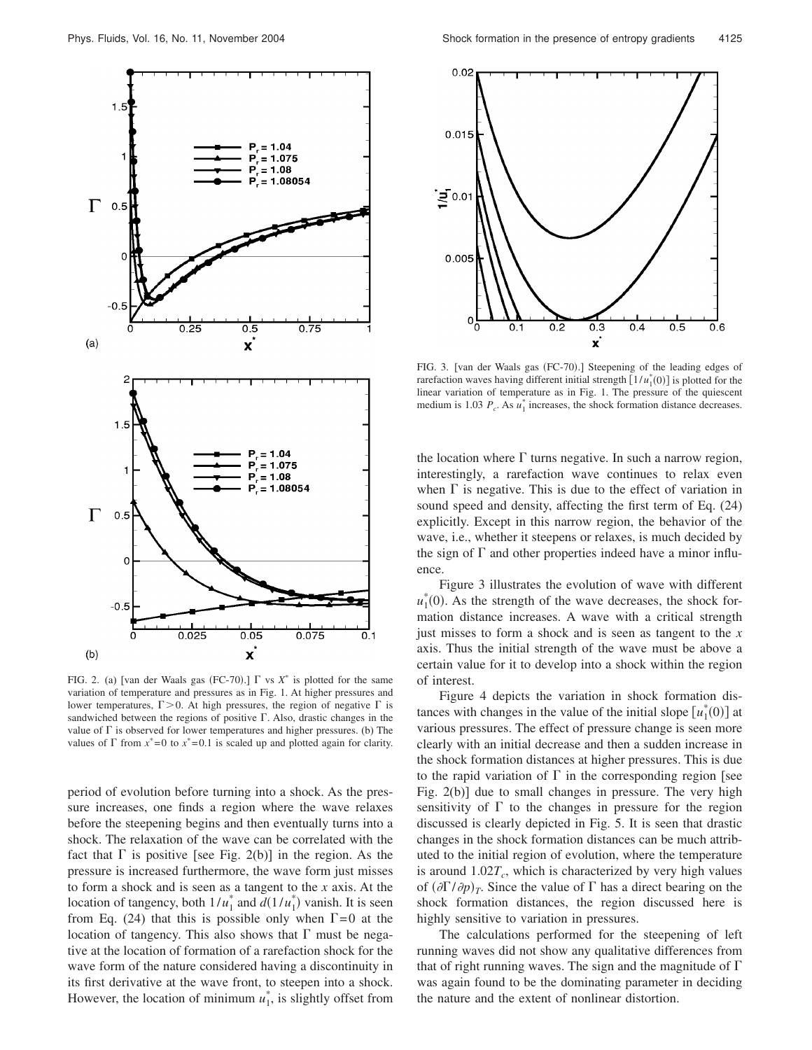FIG. 2. (a) [van der Waals gas (FC-70).] $\Gamma$ vs $X^*$ is plotted for the same variation of temperature and pressures as in Fig. 1. At higher pressures and lower temperatures, $\Gamma > 0$. At high pressures, the region of negative $\Gamma$ is sandwiched between the regions of positive $\Gamma$. Also, drastic changes in the value of $\Gamma$ is observed for lower temperatures and higher pressures. (b) The values of $\Gamma$ from $x^* = 0$ to $x^* = 0.1$ is scaled up and plotted again for clarity.

FIG. 3. [van der Waals gas (FC-70).] Steepening of the leading edges of rarefaction waves having different initial strength $[1/u_1^*(0)]$ is plotted for the linear variation of temperature as in Fig. 1. The pressure of the quiescent medium is 1.03 $P_c$. As $u_1^*$ increases, the shock formation distance decreases.

period of evolution before turning into a shock. As the pressure increases, one finds a region where the wave relaxes before the steepening begins and then eventually turns into a shock. The relaxation of the wave can be correlated with the fact that $\Gamma$ is positive [see Fig. 2(b)] in the region. As the pressure is increased furthermore, the wave form just misses to form a shock and is seen as a tangent to the $x$ axis. At the location of tangency, both $1/u_1^*$ and $d(1/u_1^*)$ vanish. It is seen from Eq. (24) that this is possible only when $\Gamma = 0$ at the location of tangency. This also shows that $\Gamma$ must be negative at the location of formation of a rarefaction shock for the wave form of the nature considered having a discontinuity in its first derivative at the wave front, to steepen into a shock. However, the location of minimum $u_1^*$, is slightly offset from the location where $\Gamma$ turns negative. In such a narrow region, interestingly, a rarefaction wave continues to relax even when $\Gamma$ is negative. This is due to the effect of variation in sound speed and density, affecting the first term of Eq. (24) explicitly. Except in this narrow region, the behavior of the wave, i.e., whether it steepens or relaxes, is much decided by the sign of $\Gamma$ and other properties indeed have a minor influence.

Figure 3 illustrates the evolution of wave with different $u_1^*(0)$. As the strength of the wave decreases, the shock formation distance increases. A wave with a critical strength just misses to form a shock and is seen as tangent to the $x$ axis. Thus the initial strength of the wave must be above a certain value for it to develop into a shock within the region of interest.

Figure 4 depicts the variation in shock formation distances with changes in the value of the initial slope $[u_1^*(0)]$ at various pressures. The effect of pressure change is seen more clearly with an initial decrease and then a sudden increase in the shock formation distances at higher pressures. This is due to the rapid variation of $\Gamma$ in the corresponding region [see Fig. 2(b)] due to small changes in pressure. The very high sensitivity of $\Gamma$ to the changes in pressure for the region discussed is clearly depicted in Fig. 5. It is seen that drastic changes in the shock formation distances can be much attributed to the initial region of evolution, where the temperature is around $1.02T_c$, which is characterized by very high values of $(\partial\Gamma/\partial p)_T$. Since the value of $\Gamma$ has a direct bearing on the shock formation distances, the region discussed here is highly sensitive to variation in pressures.

The calculations performed for the steepening of left running waves did not show any qualitative differences from that of right running waves. The sign and the magnitude of $\Gamma$ was again found to be the dominating parameter in deciding the nature and the extent of nonlinear distortion.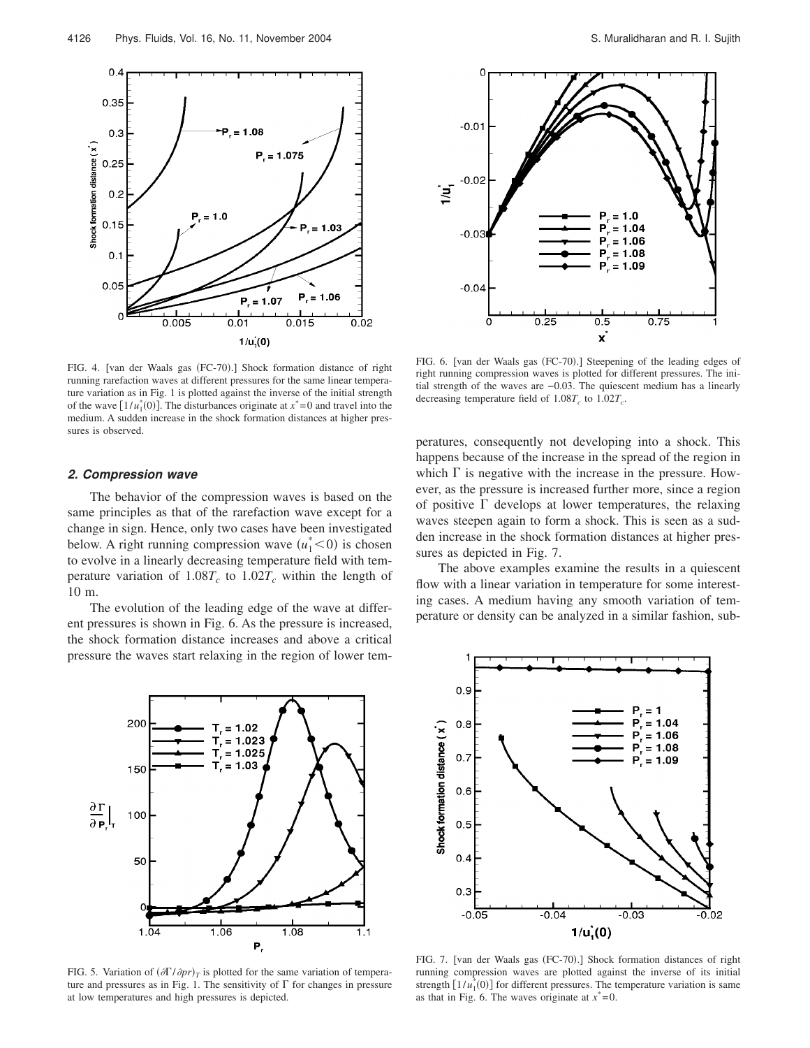FIG. 4. [van der Waals gas (FC-70).] Shock formation distance of right running rarefaction waves at different pressures for the same linear temperature variation as in Fig. 1 is plotted against the inverse of the initial strength of the wave $[1/u_1^*(0)]$. The disturbances originate at $x^*=0$ and travel into the medium. A sudden increase in the shock formation distances at higher pressures is observed.

FIG. 6. [van der Waals gas (FC-70).] Steepening of the leading edges of right running compression waves is plotted for different pressures. The initial strength of the waves are $-0.03$. The quiescent medium has a linearly decreasing temperature field of $1.08T_c$ to $1.02T_c$.

### *2. Compression wave*

The behavior of the compression waves is based on the same principles as that of the rarefaction wave except for a change in sign. Hence, only two cases have been investigated below. A right running compression wave $(u_1^* < 0)$ is chosen to evolve in a linearly decreasing temperature field with temperature variation of $1.08T_c$ to $1.02T_c$ within the length of 10 m.

The evolution of the leading edge of the wave at different pressures is shown in Fig. 6. As the pressure is increased, the shock formation distance increases and above a critical pressure the waves start relaxing in the region of lower temperatures, consequently not developing into a shock. This happens because of the increase in the spread of the region in which $\Gamma$ is negative with the increase in the pressure. However, as the pressure is increased further more, since a region of positive $\Gamma$ develops at lower temperatures, the relaxing waves steepen again to form a shock. This is seen as a sudden increase in the shock formation distances at higher pressures as depicted in Fig. 7.

The above examples examine the results in a quiescent flow with a linear variation in temperature for some interesting cases. A medium having any smooth variation of temperature or density can be analyzed in a similar fashion, sub-

FIG. 5. Variation of $(\partial\Gamma/\partial pr)_T$ is plotted for the same variation of temperature and pressures as in Fig. 1. The sensitivity of $\Gamma$ for changes in pressure at low temperatures and high pressures is depicted.

FIG. 7. [van der Waals gas (FC-70).] Shock formation distances of right running compression waves are plotted against the inverse of its initial strength $[1/u_1^*(0)]$ for different pressures. The temperature variation is same as that in Fig. 6. The waves originate at $x^*=0$.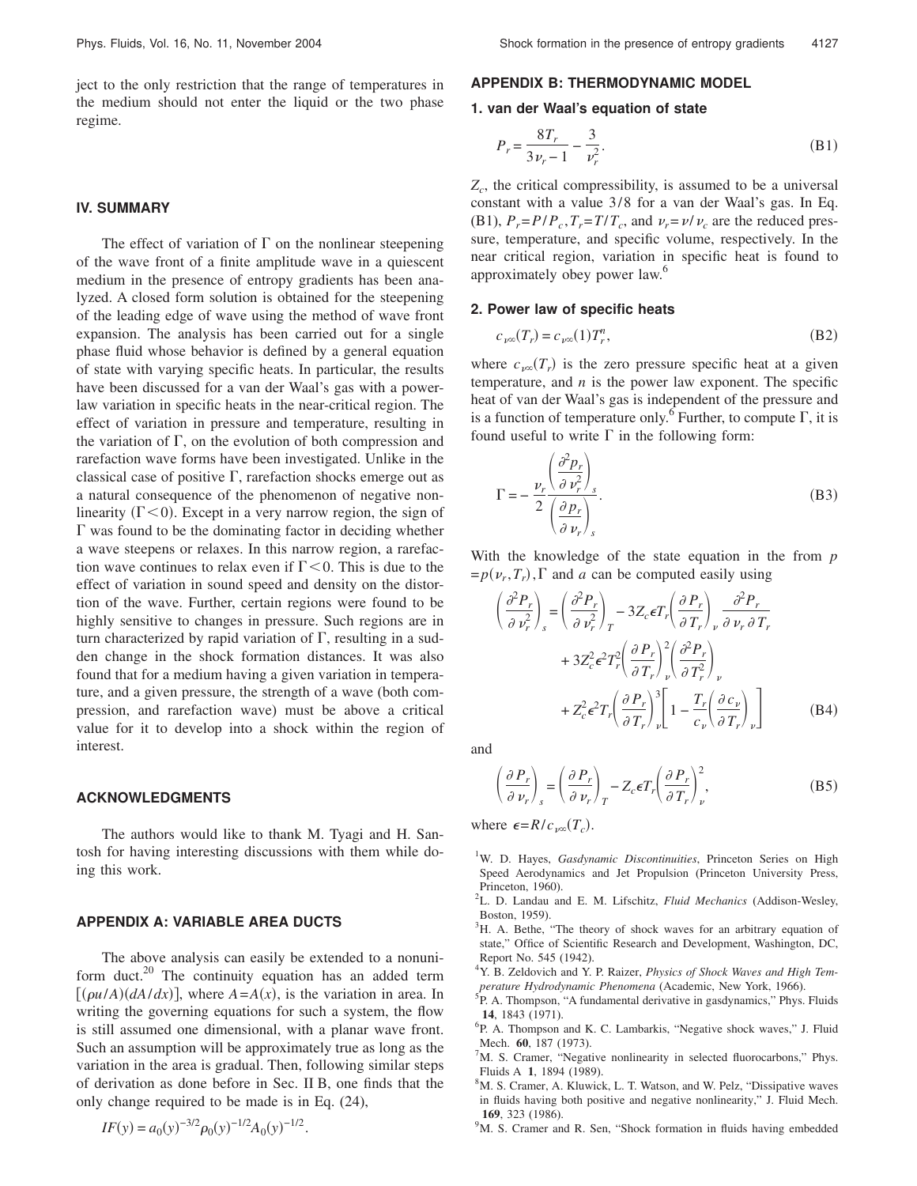ject to the only restriction that the range of temperatures in the medium should not enter the liquid or the two phase regime.

## IV. SUMMARY

The effect of variation of $\Gamma$ on the nonlinear steepening of the wave front of a finite amplitude wave in a quiescent medium in the presence of entropy gradients has been analyzed. A closed form solution is obtained for the steepening of the leading edge of wave using the method of wave front expansion. The analysis has been carried out for a single phase fluid whose behavior is defined by a general equation of state with varying specific heats. In particular, the results have been discussed for a van der Waal's gas with a power-law variation in specific heats in the near-critical region. The effect of variation in pressure and temperature, resulting in the variation of $\Gamma$, on the evolution of both compression and rarefaction wave forms have been investigated. Unlike in the classical case of positive $\Gamma$, rarefaction shocks emerge out as a natural consequence of the phenomenon of negative nonlinearity ($\Gamma < 0$). Except in a very narrow region, the sign of $\Gamma$ was found to be the dominating factor in deciding whether a wave steepens or relaxes. In this narrow region, a rarefaction wave continues to relax even if $\Gamma < 0$. This is due to the effect of variation in sound speed and density on the distortion of the wave. Further, certain regions were found to be highly sensitive to changes in pressure. Such regions are in turn characterized by rapid variation of $\Gamma$, resulting in a sudden change in the shock formation distances. It was also found that for a medium having a given variation in temperature, and a given pressure, the strength of a wave (both compression, and rarefaction wave) must be above a critical value for it to develop into a shock within the region of interest.

## ACKNOWLEDGMENTS

The authors would like to thank M. Tyagi and H. Santosh for having interesting discussions with them while doing this work.

## APPENDIX A: VARIABLE AREA DUCTS

The above analysis can easily be extended to a nonuniform duct.[20] The continuity equation has an added term $[(\rho u/A)(dA/dx)]$, where $A=A(x)$, is the variation in area. In writing the governing equations for such a system, the flow is still assumed one dimensional, with a planar wave front. Such an assumption will be approximately true as long as the variation in the area is gradual. Then, following similar steps of derivation as done before in Sec. II B, one finds that the only change required to be made is in Eq. (24),

$$IF(y) = a_0(y)^{-3/2}\rho_0(y)^{-1/2}A_0(y)^{-1/2}.$$

## APPENDIX B: THERMODYNAMIC MODEL

### 1. van der Waal's equation of state

$$P_r = \frac{8T_r}{3\nu_r - 1} - \frac{3}{\nu_r^2}. \tag{B1}$$

$Z_c$, the critical compressibility, is assumed to be a universal constant with a value 3/8 for a van der Waal's gas. In Eq. (B1), $P_r = P/P_c, T_r = T/T_c$, and $\nu_r = \nu/\nu_c$ are the reduced pressure, temperature, and specific volume, respectively. In the near critical region, variation in specific heat is found to approximately obey power law.[6]

### 2. Power law of specific heats

$$c_{\nu\infty}(T_r) = c_{\nu\infty}(1)T_r^n, \tag{B2}$$

where $c_{\nu\infty}(T_r)$ is the zero pressure specific heat at a given temperature, and $n$ is the power law exponent. The specific heat of van der Waal's gas is independent of the pressure and is a function of temperature only.[6] Further, to compute $\Gamma$, it is found useful to write $\Gamma$ in the following form:

$$\Gamma = -\frac{\nu_r}{2}\frac{\left(\dfrac{\partial^2 p_r}{\partial \nu_r^2}\right)_s}{\left(\dfrac{\partial p_r}{\partial \nu_r}\right)_s}. \tag{B3}$$

With the knowledge of the state equation in the from $p = p(\nu_r, T_r)$, $\Gamma$ and $a$ can be computed easily using

$$\begin{aligned}\left(\frac{\partial^2 P_r}{\partial \nu_r^2}\right)_s = {} & \left(\frac{\partial^2 P_r}{\partial \nu_r^2}\right)_T - 3Z_c\epsilon T_r\left(\frac{\partial P_r}{\partial T_r}\right)_\nu \frac{\partial^2 P_r}{\partial \nu_r \partial T_r} \\ & + 3Z_c^2\epsilon^2 T_r^2\left(\frac{\partial P_r}{\partial T_r}\right)_\nu^2\left(\frac{\partial^2 P_r}{\partial T_r^2}\right)_\nu \\ & + Z_c^2\epsilon^2 T_r\left(\frac{\partial P_r}{\partial T_r}\right)_\nu^3\left[1 - \frac{T_r}{c_v}\left(\frac{\partial c_v}{\partial T_r}\right)_\nu\right]\end{aligned} \tag{B4}$$

and

$$\left(\frac{\partial P_r}{\partial \nu_r}\right)_s = \left(\frac{\partial P_r}{\partial \nu_r}\right)_T - Z_c\epsilon T_r\left(\frac{\partial P_r}{\partial T_r}\right)_\nu^2, \tag{B5}$$

where $\epsilon = R/c_{\nu\infty}(T_c)$.

[1] W. D. Hayes, *Gasdynamic Discontinuities*, Princeton Series on High Speed Aerodynamics and Jet Propulsion (Princeton University Press, Princeton, 1960).

[2] L. D. Landau and E. M. Lifschitz, *Fluid Mechanics* (Addison-Wesley, Boston, 1959).

[3] H. A. Bethe, "The theory of shock waves for an arbitrary equation of state," Office of Scientific Research and Development, Washington, DC, Report No. 545 (1942).

[4] Y. B. Zeldovich and Y. P. Raizer, *Physics of Shock Waves and High Temperature Hydrodynamic Phenomena* (Academic, New York, 1966).

[5] P. A. Thompson, "A fundamental derivative in gasdynamics," Phys. Fluids **14**, 1843 (1971).

[6] P. A. Thompson and K. C. Lambarkis, "Negative shock waves," J. Fluid Mech. **60**, 187 (1973).

[7] M. S. Cramer, "Negative nonlinearity in selected fluorocarbons," Phys. Fluids A **1**, 1894 (1989).

[8] M. S. Cramer, A. Kluwick, L. T. Watson, and W. Pelz, "Dissipative waves in fluids having both positive and negative nonlinearity," J. Fluid Mech. **169**, 323 (1986).

[9] M. S. Cramer and R. Sen, "Shock formation in fluids having embedded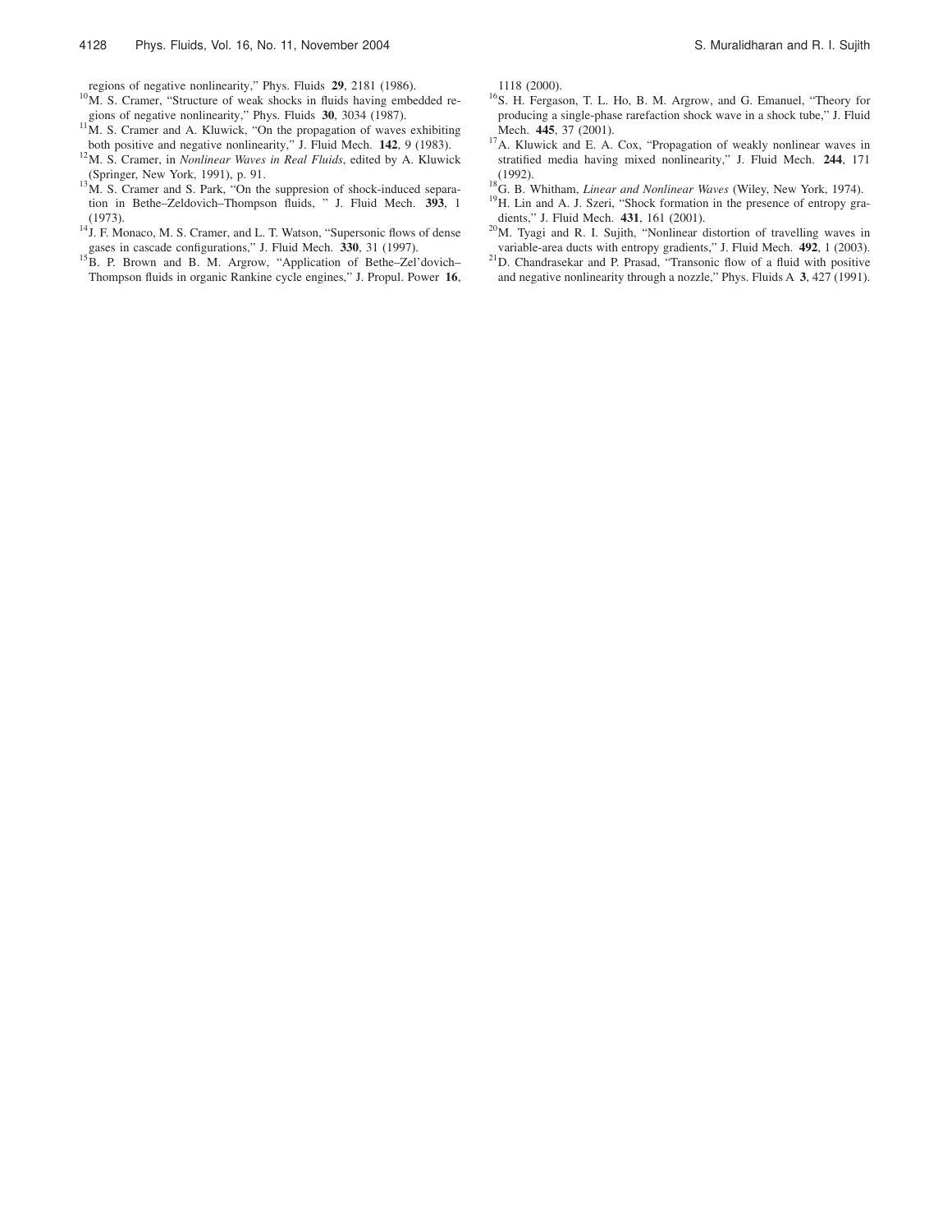regions of negative nonlinearity," Phys. Fluids **29**, 2181 (1986).

[10] M. S. Cramer, "Structure of weak shocks in fluids having embedded regions of negative nonlinearity," Phys. Fluids **30**, 3034 (1987).

[11] M. S. Cramer and A. Kluwick, "On the propagation of waves exhibiting both positive and negative nonlinearity," J. Fluid Mech. **142**, 9 (1983).

[12] M. S. Cramer, in *Nonlinear Waves in Real Fluids*, edited by A. Kluwick (Springer, New York, 1991), p. 91.

[13] M. S. Cramer and S. Park, "On the suppresion of shock-induced separation in Bethe–Zeldovich–Thompson fluids, " J. Fluid Mech. **393**, 1 (1973).

[14] J. F. Monaco, M. S. Cramer, and L. T. Watson, "Supersonic flows of dense gases in cascade configurations," J. Fluid Mech. **330**, 31 (1997).

[15] B. P. Brown and B. M. Argrow, "Application of Bethe–Zel'dovich–Thompson fluids in organic Rankine cycle engines," J. Propul. Power **16**, 1118 (2000).

[16] S. H. Fergason, T. L. Ho, B. M. Argrow, and G. Emanuel, "Theory for producing a single-phase rarefaction shock wave in a shock tube," J. Fluid Mech. **445**, 37 (2001).

[17] A. Kluwick and E. A. Cox, "Propagation of weakly nonlinear waves in stratified media having mixed nonlinearity," J. Fluid Mech. **244**, 171 (1992).

[18] G. B. Whitham, *Linear and Nonlinear Waves* (Wiley, New York, 1974).

[19] H. Lin and A. J. Szeri, "Shock formation in the presence of entropy gradients," J. Fluid Mech. **431**, 161 (2001).

[20] M. Tyagi and R. I. Sujith, "Nonlinear distortion of travelling waves in variable-area ducts with entropy gradients," J. Fluid Mech. **492**, 1 (2003).

[21] D. Chandrasekar and P. Prasad, "Transonic flow of a fluid with positive and negative nonlinearity through a nozzle," Phys. Fluids A **3**, 427 (1991).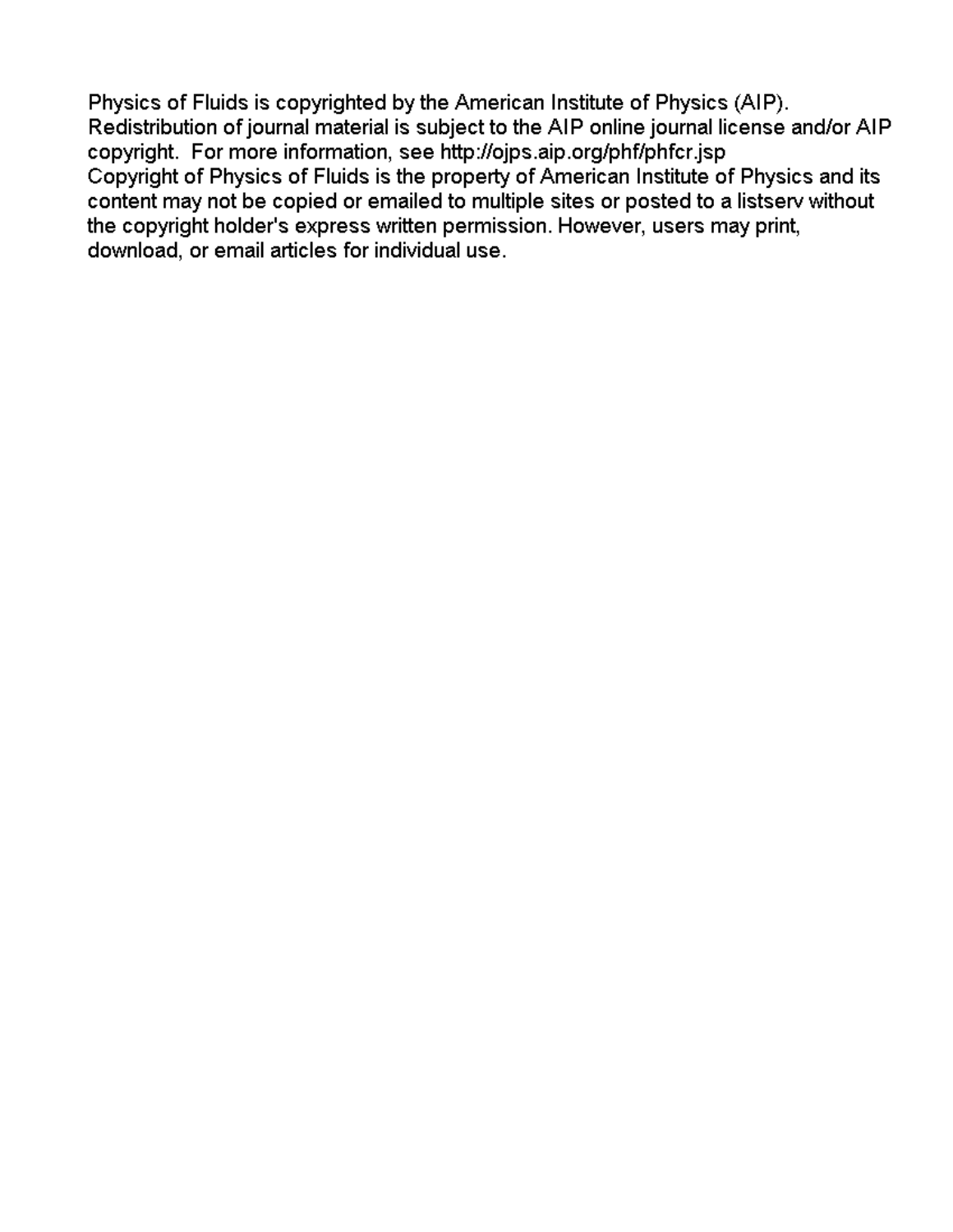Physics of Fluids is copyrighted by the American Institute of Physics (AIP). Redistribution of journal material is subject to the AIP online journal license and/or AIP copyright. For more information, see http://ojps.aip.org/phf/phfcr.jsp
Copyright of Physics of Fluids is the property of American Institute of Physics and its content may not be copied or emailed to multiple sites or posted to a listserv without the copyright holder's express written permission. However, users may print, download, or email articles for individual use.